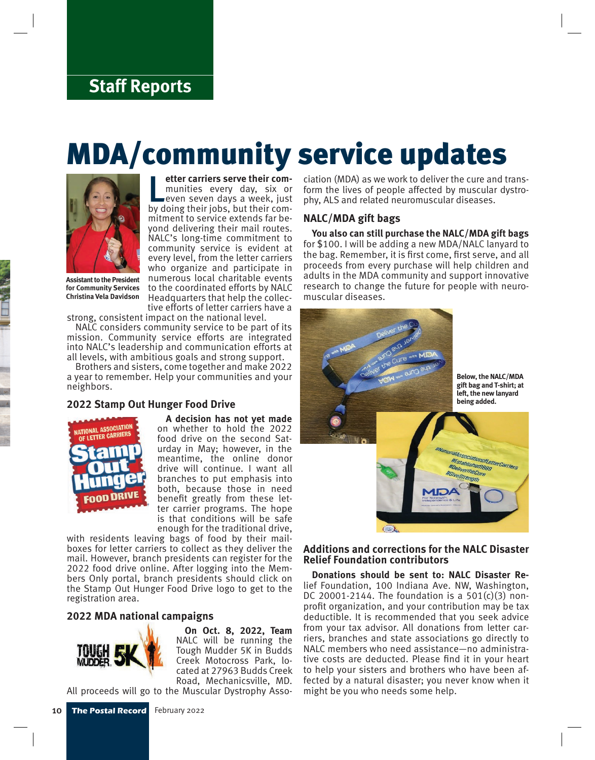## Staff Reports

# MDA/community service updates

Assistant to the President for Community Services Christina Vela Davidson

**Letter carriers serve their communities** every day, six or even seven days a week, just by doing their jobs, but their commitment to service extends far beyond delivering their mail routes. NALC's long-time commitment to community service is evident at every level, from the letter carriers who organize and participate in numerous local charitable events to the coordinated efforts by NALC Headquarters that help the collective efforts of letter carriers have a strong, consistent impact on the national level.

NALC considers community service to be part of its mission. Community service efforts are integrated into NALC's leadership and communication efforts at all levels, with ambitious goals and strong support.

Brothers and sisters, come together and make 2022 a year to remember. Help your communities and your neighbors.

### 2022 Stamp Out Hunger Food Drive

**A decision has not yet made** on whether to hold the 2022 food drive on the second Saturday in May; however, in the meantime, the online donor drive will continue. I want all branches to put emphasis into both, because those in need benefit greatly from these letter carrier programs. The hope is that conditions will be safe enough for the traditional drive, with residents leaving bags of food by their mailboxes for letter carriers to collect as they deliver the mail. However, branch presidents can register for the 2022 food drive online. After logging into the Members Only portal, branch presidents should click on the Stamp Out Hunger Food Drive logo to get to the registration area.

### 2022 MDA national campaigns

**On Oct. 8, 2022, Team** NALC will be running the Tough Mudder 5K in Budds Creek Motocross Park, located at 27963 Budds Creek Road, Mechanicsville, MD. All proceeds will go to the Muscular Dystrophy Association (MDA) as we work to deliver the cure and transform the lives of people affected by muscular dystrophy, ALS and related neuromuscular diseases.

### NALC/MDA gift bags

**You also can still purchase the NALC/MDA gift bags** for $100. I will be adding a new MDA/NALC lanyard to the bag. Remember, it is first come, first serve, and all proceeds from every purchase will help children and adults in the MDA community and support innovative research to change the future for people with neuromuscular diseases.

Below, the NALC/MDA gift bag and T-shirt; at left, the new lanyard being added.

### Additions and corrections for the NALC Disaster Relief Foundation contributors

**Donations should be sent to: NALC Disaster Re**lief Foundation, 100 Indiana Ave. NW, Washington, DC 20001-2144. The foundation is a 501(c)(3) nonprofit organization, and your contribution may be tax deductible. It is recommended that you seek advice from your tax advisor. All donations from letter carriers, branches and state associations go directly to NALC members who need assistance—no administrative costs are deducted. Please find it in your heart to help your sisters and brothers who have been affected by a natural disaster; you never know when it might be you who needs some help.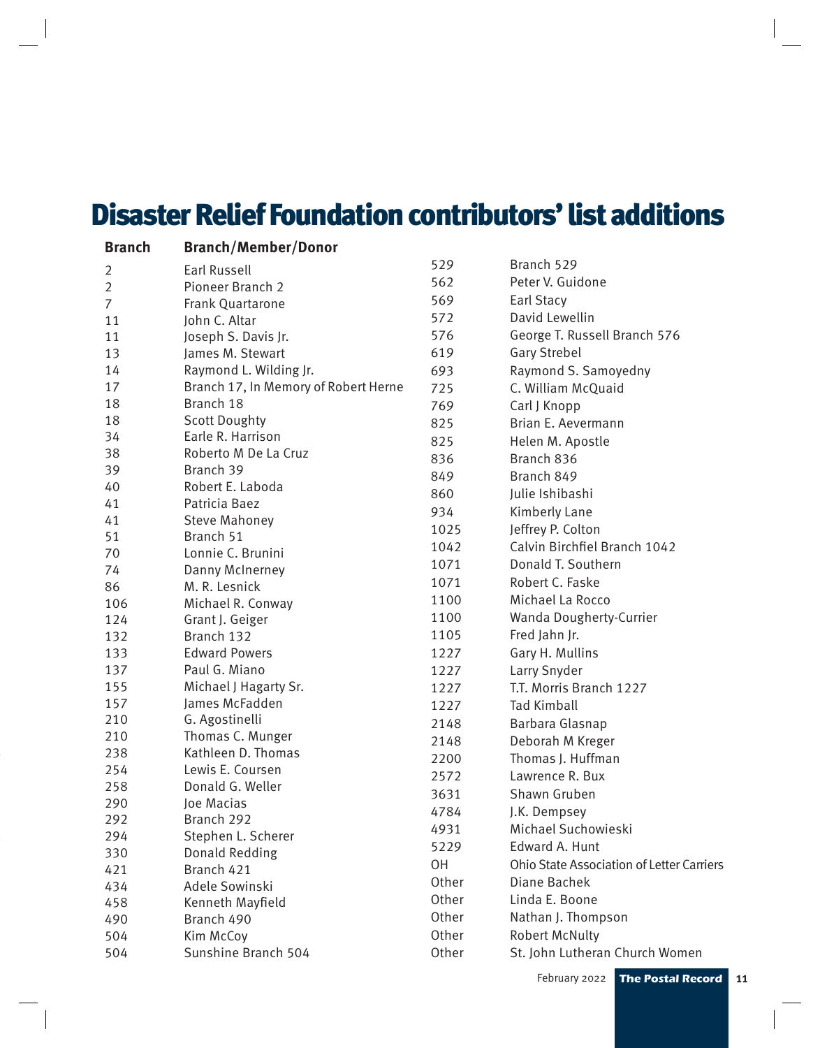# Disaster Relief Foundation contributors' list additions

| Branch | Branch/Member/Donor |
|---|---|
| 2 | Earl Russell |
| 2 | Pioneer Branch 2 |
| 7 | Frank Quartarone |
| 11 | John C. Altar |
| 11 | Joseph S. Davis Jr. |
| 13 | James M. Stewart |
| 14 | Raymond L. Wilding Jr. |
| 17 | Branch 17, In Memory of Robert Herne |
| 18 | Branch 18 |
| 18 | Scott Doughty |
| 34 | Earle R. Harrison |
| 38 | Roberto M De La Cruz |
| 39 | Branch 39 |
| 40 | Robert E. Laboda |
| 41 | Patricia Baez |
| 41 | Steve Mahoney |
| 51 | Branch 51 |
| 70 | Lonnie C. Brunini |
| 74 | Danny McInerney |
| 86 | M. R. Lesnick |
| 106 | Michael R. Conway |
| 124 | Grant J. Geiger |
| 132 | Branch 132 |
| 133 | Edward Powers |
| 137 | Paul G. Miano |
| 155 | Michael J Hagarty Sr. |
| 157 | James McFadden |
| 210 | G. Agostinelli |
| 210 | Thomas C. Munger |
| 238 | Kathleen D. Thomas |
| 254 | Lewis E. Coursen |
| 258 | Donald G. Weller |
| 290 | Joe Macias |
| 292 | Branch 292 |
| 294 | Stephen L. Scherer |
| 330 | Donald Redding |
| 421 | Branch 421 |
| 434 | Adele Sowinski |
| 458 | Kenneth Mayfield |
| 490 | Branch 490 |
| 504 | Kim McCoy |
| 504 | Sunshine Branch 504 |
| 529 | Branch 529 |
| 562 | Peter V. Guidone |
| 569 | Earl Stacy |
| 572 | David Lewellin |
| 576 | George T. Russell Branch 576 |
| 619 | Gary Strebel |
| 693 | Raymond S. Samoyedny |
| 725 | C. William McQuaid |
| 769 | Carl J Knopp |
| 825 | Brian E. Aevermann |
| 825 | Helen M. Apostle |
| 836 | Branch 836 |
| 849 | Branch 849 |
| 860 | Julie Ishibashi |
| 934 | Kimberly Lane |
| 1025 | Jeffrey P. Colton |
| 1042 | Calvin Birchfiel Branch 1042 |
| 1071 | Donald T. Southern |
| 1071 | Robert C. Faske |
| 1100 | Michael La Rocco |
| 1100 | Wanda Dougherty-Currier |
| 1105 | Fred Jahn Jr. |
| 1227 | Gary H. Mullins |
| 1227 | Larry Snyder |
| 1227 | T.T. Morris Branch 1227 |
| 1227 | Tad Kimball |
| 2148 | Barbara Glasnap |
| 2148 | Deborah M Kreger |
| 2200 | Thomas J. Huffman |
| 2572 | Lawrence R. Bux |
| 3631 | Shawn Gruben |
| 4784 | J.K. Dempsey |
| 4931 | Michael Suchowieski |
| 5229 | Edward A. Hunt |
| OH | Ohio State Association of Letter Carriers |
| Other | Diane Bachek |
| Other | Linda E. Boone |
| Other | Nathan J. Thompson |
| Other | Robert McNulty |
| Other | St. John Lutheran Church Women |